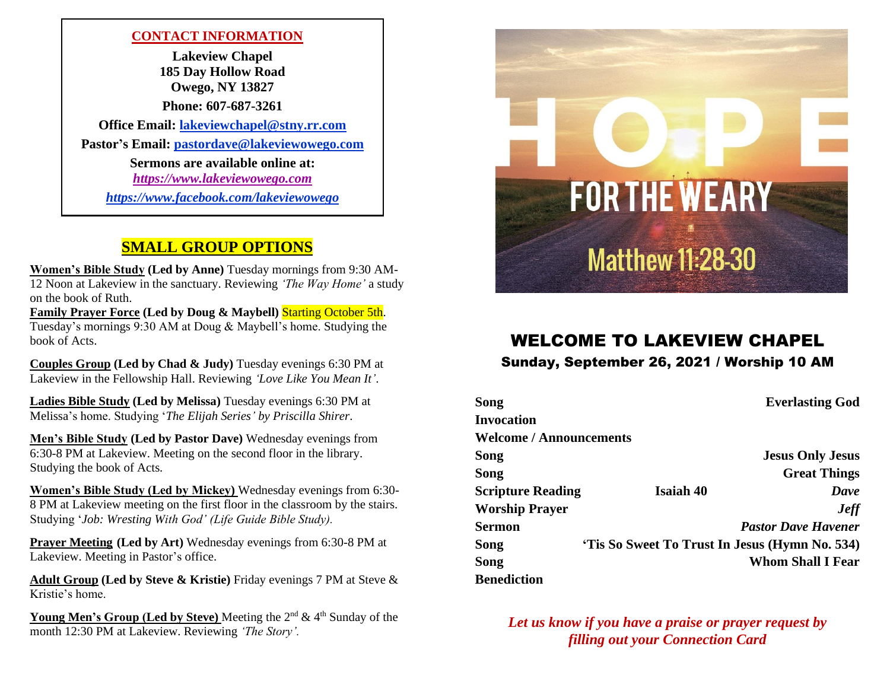## CONTACT INFORMATION

**Lakeview Chapel**
**185 Day Hollow Road**
**Owego, NY 13827**

**Phone: 607-687-3261**

**Office Email: lakeviewchapel@stny.rr.com**

**Pastor's Email: pastordave@lakeviewowego.com**

**Sermons are available online at:**
***https://www.lakeviewowego.com***
***https://www.facebook.com/lakeviewowego***

## SMALL GROUP OPTIONS

**Women's Bible Study (Led by Anne)** Tuesday mornings from 9:30 AM-12 Noon at Lakeview in the sanctuary. Reviewing *'The Way Home'* a study on the book of Ruth.

**Family Prayer Force (Led by Doug & Maybell)** Starting October 5th. Tuesday's mornings 9:30 AM at Doug & Maybell's home. Studying the book of Acts.

**Couples Group (Led by Chad & Judy)** Tuesday evenings 6:30 PM at Lakeview in the Fellowship Hall. Reviewing *'Love Like You Mean It'*.

**Ladies Bible Study (Led by Melissa)** Tuesday evenings 6:30 PM at Melissa's home. Studying '*The Elijah Series' by Priscilla Shirer*.

**Men's Bible Study (Led by Pastor Dave)** Wednesday evenings from 6:30-8 PM at Lakeview. Meeting on the second floor in the library. Studying the book of Acts.

**Women's Bible Study (Led by Mickey)** Wednesday evenings from 6:30-8 PM at Lakeview meeting on the first floor in the classroom by the stairs. Studying '*Job: Wresting With God' (Life Guide Bible Study).*

**Prayer Meeting (Led by Art)** Wednesday evenings from 6:30-8 PM at Lakeview. Meeting in Pastor's office.

**Adult Group (Led by Steve & Kristie)** Friday evenings 7 PM at Steve & Kristie's home.

**Young Men's Group (Led by Steve)** Meeting the 2nd & 4th Sunday of the month 12:30 PM at Lakeview. Reviewing *'The Story'.*

HOPE FOR THE WEARY
Matthew 11:28-30

# WELCOME TO LAKEVIEW CHAPEL

### Sunday, September 26, 2021 / Worship 10 AM

| | | |
|---|---|---|
| **Song** | | **Everlasting God** |
| **Invocation** | | |
| **Welcome / Announcements** | | |
| **Song** | | **Jesus Only Jesus** |
| **Song** | | **Great Things** |
| **Scripture Reading** | **Isaiah 40** | ***Dave*** |
| **Worship Prayer** | | ***Jeff*** |
| **Sermon** | | ***Pastor Dave Havener*** |
| **Song** | | **'Tis So Sweet To Trust In Jesus (Hymn No. 534)** |
| **Song** | | **Whom Shall I Fear** |
| **Benediction** | | |

*Let us know if you have a praise or prayer request by filling out your Connection Card*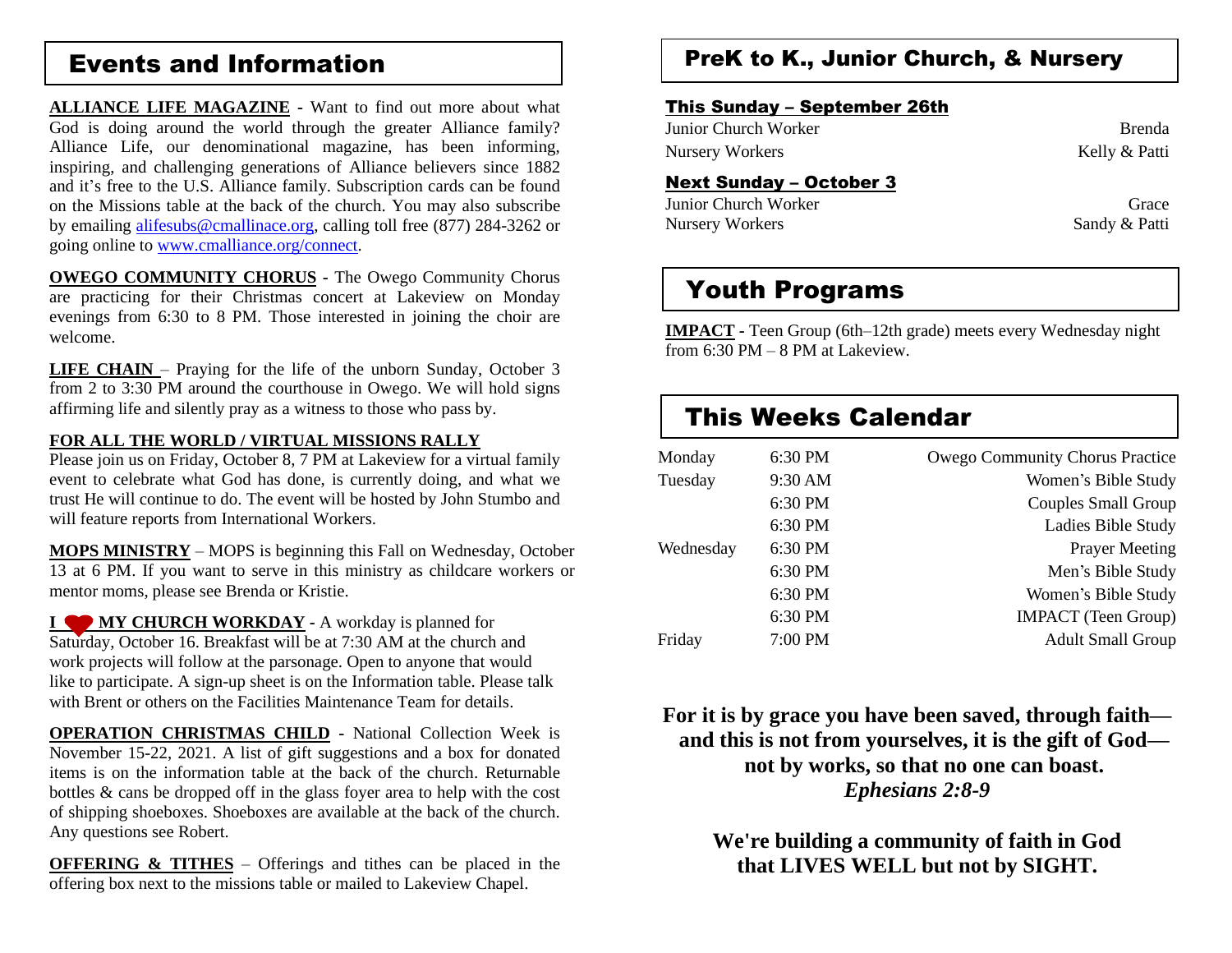## Events and Information

**ALLIANCE LIFE MAGAZINE** - Want to find out more about what God is doing around the world through the greater Alliance family? Alliance Life, our denominational magazine, has been informing, inspiring, and challenging generations of Alliance believers since 1882 and it's free to the U.S. Alliance family. Subscription cards can be found on the Missions table at the back of the church. You may also subscribe by emailing alifesubs@cmallinace.org, calling toll free (877) 284-3262 or going online to www.cmalliance.org/connect.

**OWEGO COMMUNITY CHORUS** - The Owego Community Chorus are practicing for their Christmas concert at Lakeview on Monday evenings from 6:30 to 8 PM. Those interested in joining the choir are welcome.

**LIFE CHAIN** – Praying for the life of the unborn Sunday, October 3 from 2 to 3:30 PM around the courthouse in Owego. We will hold signs affirming life and silently pray as a witness to those who pass by.

**FOR ALL THE WORLD / VIRTUAL MISSIONS RALLY**
Please join us on Friday, October 8, 7 PM at Lakeview for a virtual family event to celebrate what God has done, is currently doing, and what we trust He will continue to do. The event will be hosted by John Stumbo and will feature reports from International Workers.

**MOPS MINISTRY** – MOPS is beginning this Fall on Wednesday, October 13 at 6 PM. If you want to serve in this ministry as childcare workers or mentor moms, please see Brenda or Kristie.

**I ♥ MY CHURCH WORKDAY** - A workday is planned for Saturday, October 16. Breakfast will be at 7:30 AM at the church and work projects will follow at the parsonage. Open to anyone that would like to participate. A sign-up sheet is on the Information table. Please talk with Brent or others on the Facilities Maintenance Team for details.

**OPERATION CHRISTMAS CHILD** - National Collection Week is November 15-22, 2021. A list of gift suggestions and a box for donated items is on the information table at the back of the church. Returnable bottles & cans be dropped off in the glass foyer area to help with the cost of shipping shoeboxes. Shoeboxes are available at the back of the church. Any questions see Robert.

**OFFERING & TITHES** – Offerings and tithes can be placed in the offering box next to the missions table or mailed to Lakeview Chapel.

## PreK to K., Junior Church, & Nursery

**This Sunday – September 26th**

| | |
|---|---|
| Junior Church Worker | Brenda |
| Nursery Workers | Kelly & Patti |

**Next Sunday – October 3**

| | |
|---|---|
| Junior Church Worker | Grace |
| Nursery Workers | Sandy & Patti |

## Youth Programs

**IMPACT** - Teen Group (6th–12th grade) meets every Wednesday night from 6:30 PM – 8 PM at Lakeview.

## This Weeks Calendar

| | | |
|---|---|---|
| Monday | 6:30 PM | Owego Community Chorus Practice |
| Tuesday | 9:30 AM | Women's Bible Study |
| | 6:30 PM | Couples Small Group |
| | 6:30 PM | Ladies Bible Study |
| Wednesday | 6:30 PM | Prayer Meeting |
| | 6:30 PM | Men's Bible Study |
| | 6:30 PM | Women's Bible Study |
| | 6:30 PM | IMPACT (Teen Group) |
| Friday | 7:00 PM | Adult Small Group |

**For it is by grace you have been saved, through faith—and this is not from yourselves, it is the gift of God—not by works, so that no one can boast.**
***Ephesians 2:8-9***

**We're building a community of faith in God that LIVES WELL but not by SIGHT.**